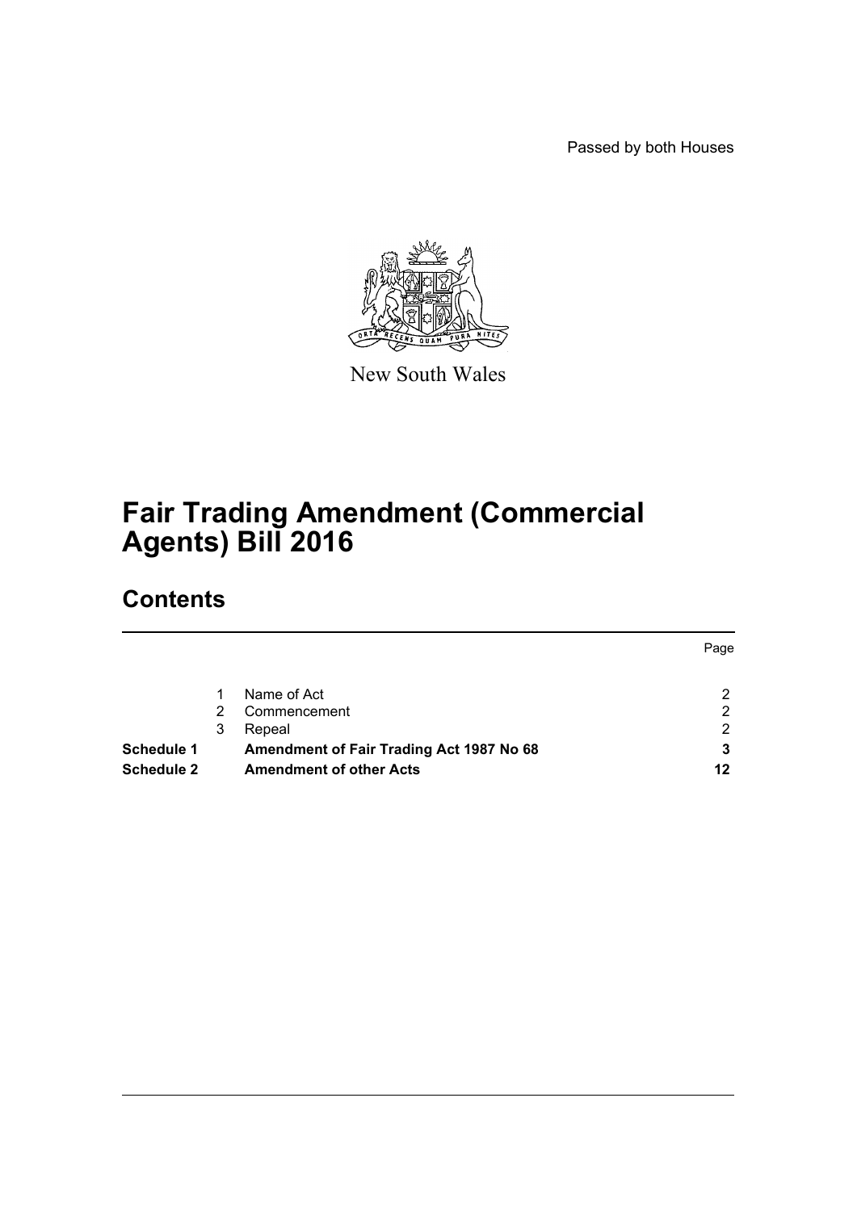Passed by both Houses

New South Wales

# Fair Trading Amendment (Commercial Agents) Bill 2016

## Contents

| | | | Page |
|---|---|---|---|
| | 1 | Name of Act | 2 |
| | 2 | Commencement | 2 |
| | 3 | Repeal | 2 |
| **Schedule 1** | | **Amendment of Fair Trading Act 1987 No 68** | **3** |
| **Schedule 2** | | **Amendment of other Acts** | **12** |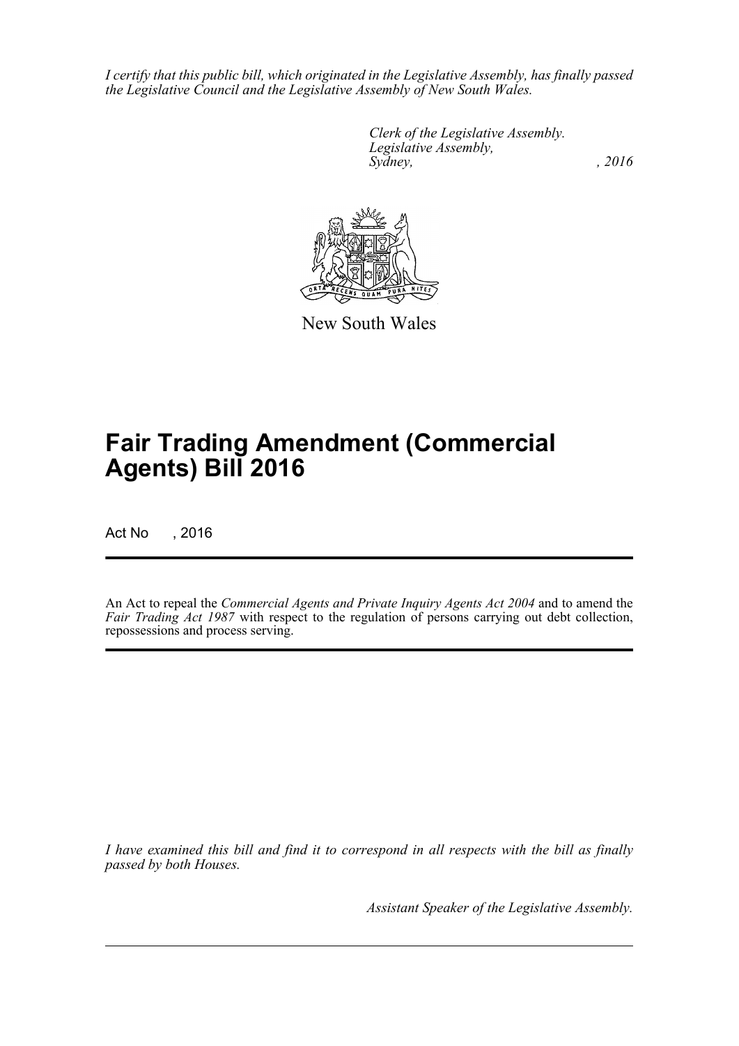*I certify that this public bill, which originated in the Legislative Assembly, has finally passed the Legislative Council and the Legislative Assembly of New South Wales.*

*Clerk of the Legislative Assembly.*
*Legislative Assembly,*
*Sydney, , 2016*

New South Wales

# Fair Trading Amendment (Commercial Agents) Bill 2016

Act No , 2016

An Act to repeal the *Commercial Agents and Private Inquiry Agents Act 2004* and to amend the *Fair Trading Act 1987* with respect to the regulation of persons carrying out debt collection, repossessions and process serving.

*I have examined this bill and find it to correspond in all respects with the bill as finally passed by both Houses.*

*Assistant Speaker of the Legislative Assembly.*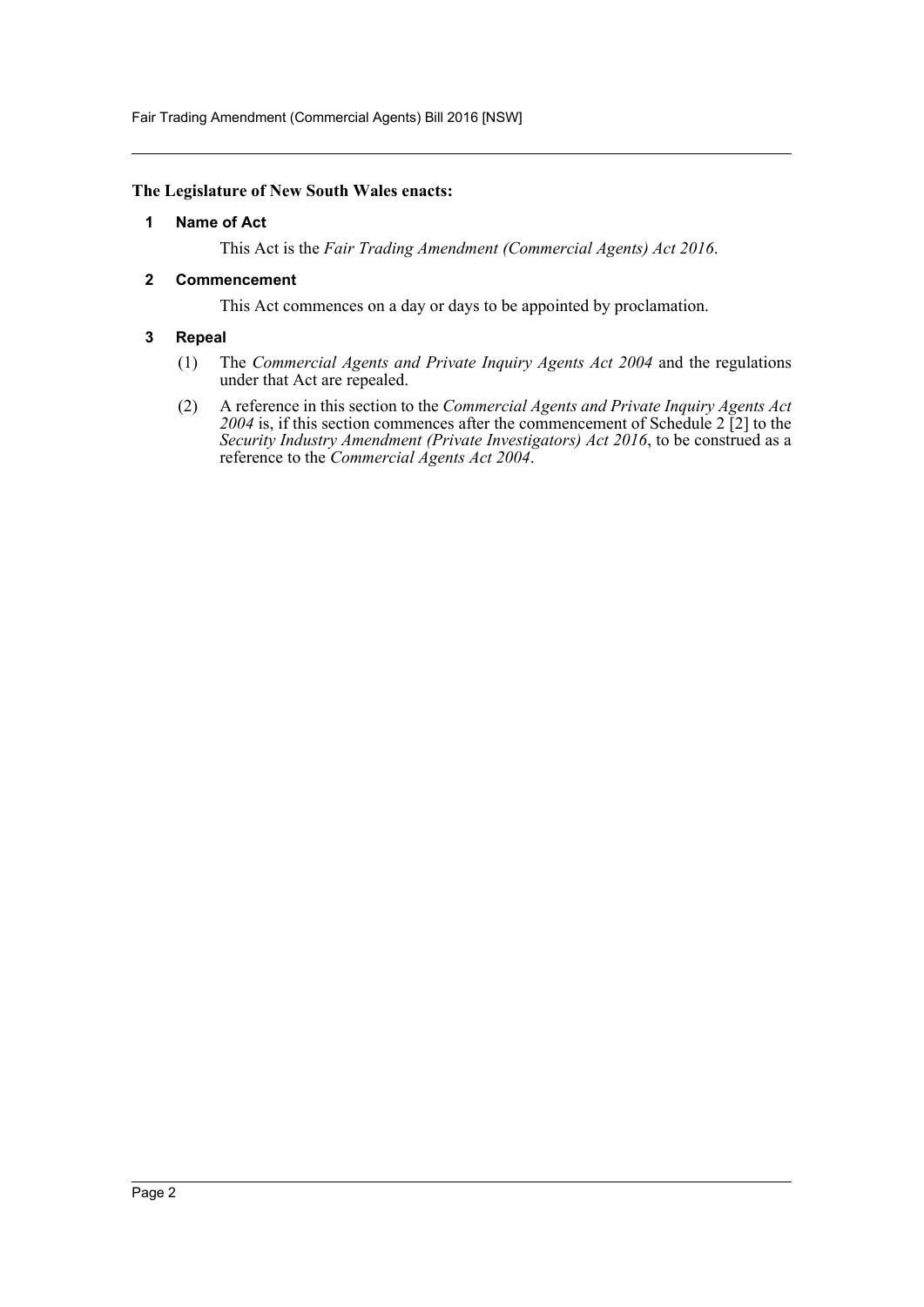**The Legislature of New South Wales enacts:**

## 1 Name of Act

This Act is the *Fair Trading Amendment (Commercial Agents) Act 2016*.

## 2 Commencement

This Act commences on a day or days to be appointed by proclamation.

## 3 Repeal

(1) The *Commercial Agents and Private Inquiry Agents Act 2004* and the regulations under that Act are repealed.

(2) A reference in this section to the *Commercial Agents and Private Inquiry Agents Act 2004* is, if this section commences after the commencement of Schedule 2 [2] to the *Security Industry Amendment (Private Investigators) Act 2016*, to be construed as a reference to the *Commercial Agents Act 2004*.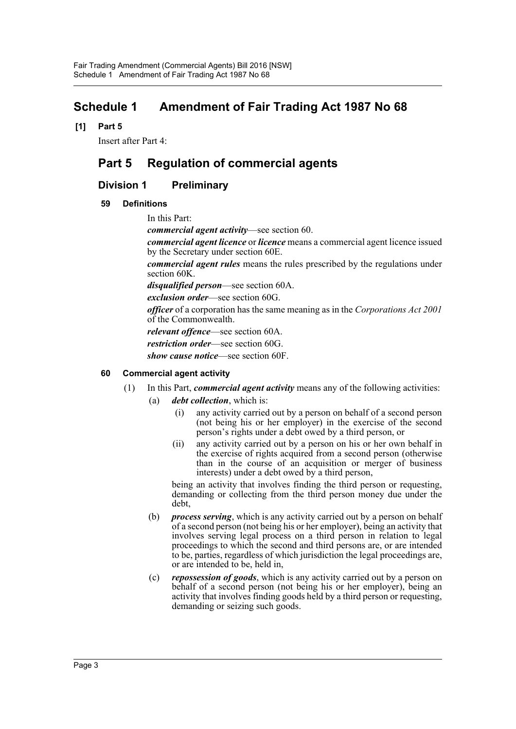# Schedule 1 Amendment of Fair Trading Act 1987 No 68

**[1] Part 5**

Insert after Part 4:

## Part 5 Regulation of commercial agents

### Division 1 Preliminary

**59 Definitions**

In this Part:

***commercial agent activity***—see section 60.

***commercial agent licence*** or ***licence*** means a commercial agent licence issued by the Secretary under section 60E.

***commercial agent rules*** means the rules prescribed by the regulations under section 60K.

***disqualified person***—see section 60A.

***exclusion order***—see section 60G.

***officer*** of a corporation has the same meaning as in the *Corporations Act 2001* of the Commonwealth.

***relevant offence***—see section 60A.

***restriction order***—see section 60G.

***show cause notice***—see section 60F.

**60 Commercial agent activity**

(1) In this Part, ***commercial agent activity*** means any of the following activities:

- (a) ***debt collection***, which is:
  - (i) any activity carried out by a person on behalf of a second person (not being his or her employer) in the exercise of the second person's rights under a debt owed by a third person, or
  - (ii) any activity carried out by a person on his or her own behalf in the exercise of rights acquired from a second person (otherwise than in the course of an acquisition or merger of business interests) under a debt owed by a third person,

  being an activity that involves finding the third person or requesting, demanding or collecting from the third person money due under the debt,

- (b) ***process serving***, which is any activity carried out by a person on behalf of a second person (not being his or her employer), being an activity that involves serving legal process on a third person in relation to legal proceedings to which the second and third persons are, or are intended to be, parties, regardless of which jurisdiction the legal proceedings are, or are intended to be, held in,

- (c) ***repossession of goods***, which is any activity carried out by a person on behalf of a second person (not being his or her employer), being an activity that involves finding goods held by a third person or requesting, demanding or seizing such goods.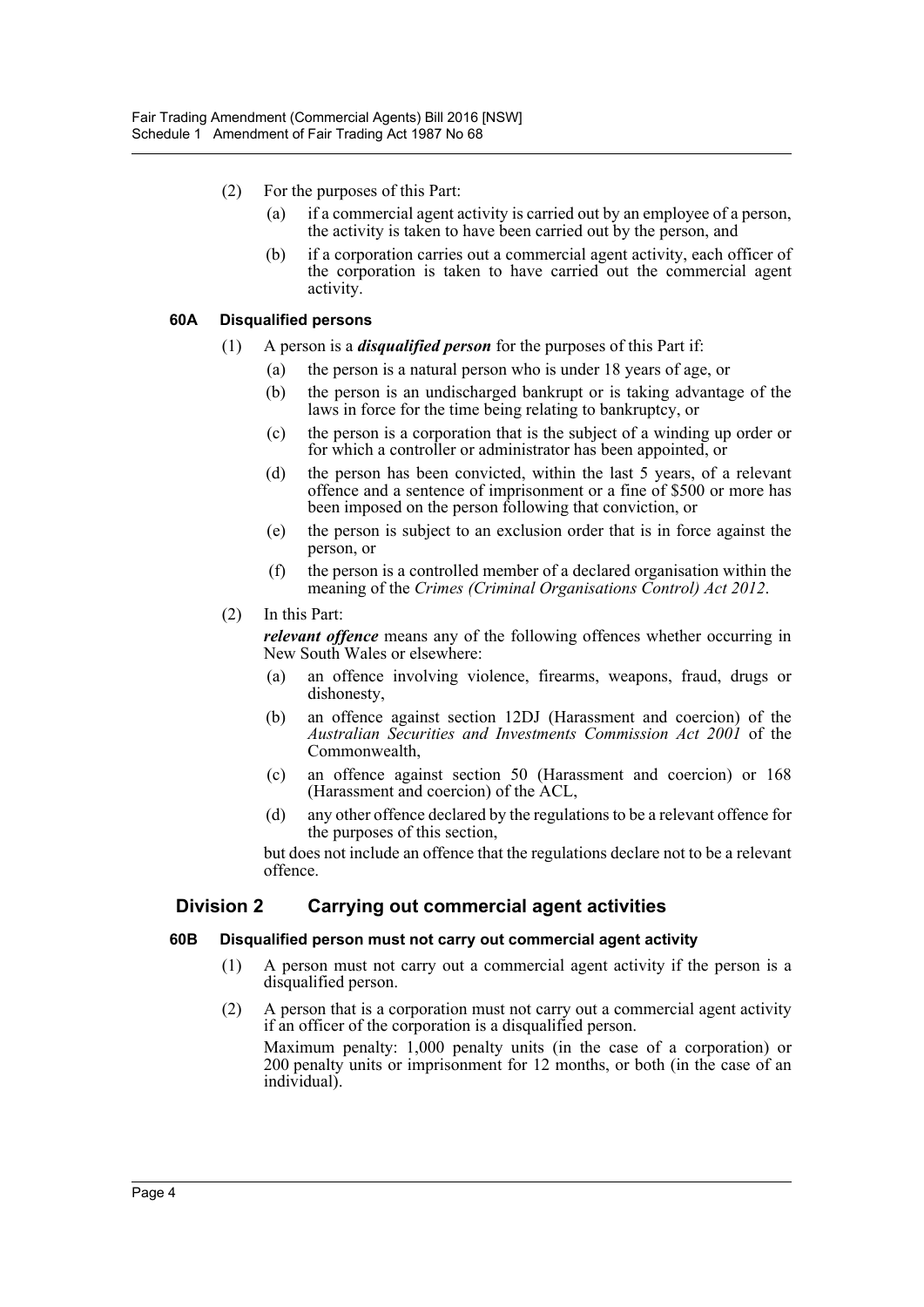(2) For the purposes of this Part:

(a) if a commercial agent activity is carried out by an employee of a person, the activity is taken to have been carried out by the person, and

(b) if a corporation carries out a commercial agent activity, each officer of the corporation is taken to have carried out the commercial agent activity.

#### 60A Disqualified persons

(1) A person is a ***disqualified person*** for the purposes of this Part if:

(a) the person is a natural person who is under 18 years of age, or

(b) the person is an undischarged bankrupt or is taking advantage of the laws in force for the time being relating to bankruptcy, or

(c) the person is a corporation that is the subject of a winding up order or for which a controller or administrator has been appointed, or

(d) the person has been convicted, within the last 5 years, of a relevant offence and a sentence of imprisonment or a fine of $500 or more has been imposed on the person following that conviction, or

(e) the person is subject to an exclusion order that is in force against the person, or

(f) the person is a controlled member of a declared organisation within the meaning of the *Crimes (Criminal Organisations Control) Act 2012*.

(2) In this Part:

***relevant offence*** means any of the following offences whether occurring in New South Wales or elsewhere:

(a) an offence involving violence, firearms, weapons, fraud, drugs or dishonesty,

(b) an offence against section 12DJ (Harassment and coercion) of the *Australian Securities and Investments Commission Act 2001* of the Commonwealth,

(c) an offence against section 50 (Harassment and coercion) or 168 (Harassment and coercion) of the ACL,

(d) any other offence declared by the regulations to be a relevant offence for the purposes of this section,

but does not include an offence that the regulations declare not to be a relevant offence.

### Division 2 Carrying out commercial agent activities

#### 60B Disqualified person must not carry out commercial agent activity

(1) A person must not carry out a commercial agent activity if the person is a disqualified person.

(2) A person that is a corporation must not carry out a commercial agent activity if an officer of the corporation is a disqualified person.

Maximum penalty: 1,000 penalty units (in the case of a corporation) or 200 penalty units or imprisonment for 12 months, or both (in the case of an individual).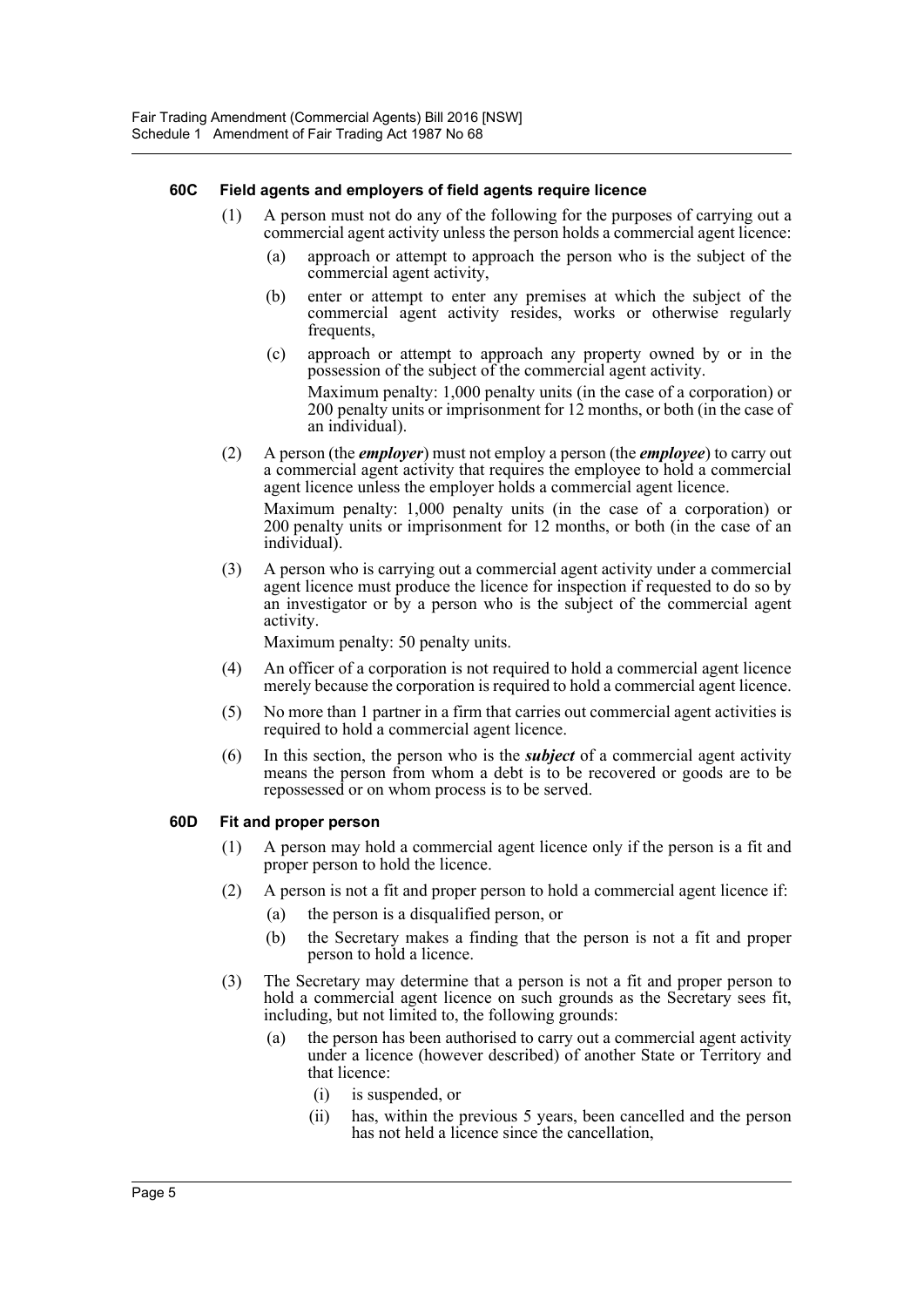#### 60C Field agents and employers of field agents require licence

(1) A person must not do any of the following for the purposes of carrying out a commercial agent activity unless the person holds a commercial agent licence:

(a) approach or attempt to approach the person who is the subject of the commercial agent activity,

(b) enter or attempt to enter any premises at which the subject of the commercial agent activity resides, works or otherwise regularly frequents,

(c) approach or attempt to approach any property owned by or in the possession of the subject of the commercial agent activity.

Maximum penalty: 1,000 penalty units (in the case of a corporation) or 200 penalty units or imprisonment for 12 months, or both (in the case of an individual).

(2) A person (the ***employer***) must not employ a person (the ***employee***) to carry out a commercial agent activity that requires the employee to hold a commercial agent licence unless the employer holds a commercial agent licence.

Maximum penalty: 1,000 penalty units (in the case of a corporation) or 200 penalty units or imprisonment for 12 months, or both (in the case of an individual).

(3) A person who is carrying out a commercial agent activity under a commercial agent licence must produce the licence for inspection if requested to do so by an investigator or by a person who is the subject of the commercial agent activity.

Maximum penalty: 50 penalty units.

(4) An officer of a corporation is not required to hold a commercial agent licence merely because the corporation is required to hold a commercial agent licence.

(5) No more than 1 partner in a firm that carries out commercial agent activities is required to hold a commercial agent licence.

(6) In this section, the person who is the ***subject*** of a commercial agent activity means the person from whom a debt is to be recovered or goods are to be repossessed or on whom process is to be served.

#### 60D Fit and proper person

(1) A person may hold a commercial agent licence only if the person is a fit and proper person to hold the licence.

(2) A person is not a fit and proper person to hold a commercial agent licence if:

(a) the person is a disqualified person, or

(b) the Secretary makes a finding that the person is not a fit and proper person to hold a licence.

(3) The Secretary may determine that a person is not a fit and proper person to hold a commercial agent licence on such grounds as the Secretary sees fit, including, but not limited to, the following grounds:

(a) the person has been authorised to carry out a commercial agent activity under a licence (however described) of another State or Territory and that licence:

(i) is suspended, or

(ii) has, within the previous 5 years, been cancelled and the person has not held a licence since the cancellation,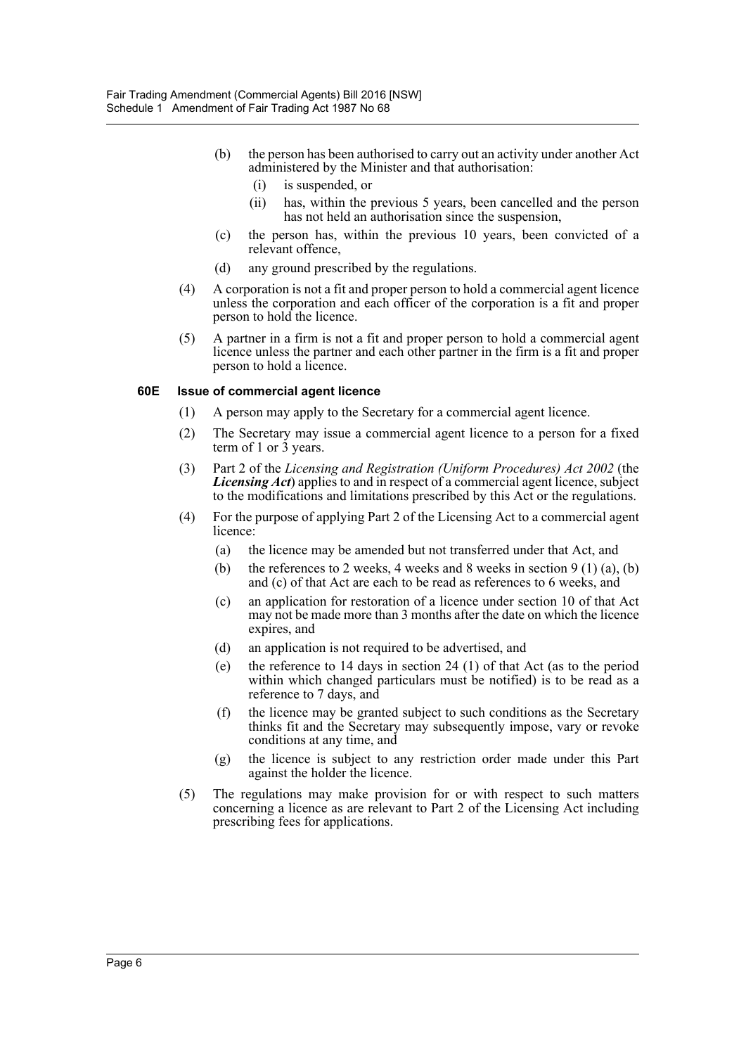(b) the person has been authorised to carry out an activity under another Act administered by the Minister and that authorisation:

   (i) is suspended, or

   (ii) has, within the previous 5 years, been cancelled and the person has not held an authorisation since the suspension,

(c) the person has, within the previous 10 years, been convicted of a relevant offence,

(d) any ground prescribed by the regulations.

(4) A corporation is not a fit and proper person to hold a commercial agent licence unless the corporation and each officer of the corporation is a fit and proper person to hold the licence.

(5) A partner in a firm is not a fit and proper person to hold a commercial agent licence unless the partner and each other partner in the firm is a fit and proper person to hold a licence.

**60E Issue of commercial agent licence**

(1) A person may apply to the Secretary for a commercial agent licence.

(2) The Secretary may issue a commercial agent licence to a person for a fixed term of 1 or 3 years.

(3) Part 2 of the *Licensing and Registration (Uniform Procedures) Act 2002* (the ***Licensing Act***) applies to and in respect of a commercial agent licence, subject to the modifications and limitations prescribed by this Act or the regulations.

(4) For the purpose of applying Part 2 of the Licensing Act to a commercial agent licence:

   (a) the licence may be amended but not transferred under that Act, and

   (b) the references to 2 weeks, 4 weeks and 8 weeks in section 9 (1) (a), (b) and (c) of that Act are each to be read as references to 6 weeks, and

   (c) an application for restoration of a licence under section 10 of that Act may not be made more than 3 months after the date on which the licence expires, and

   (d) an application is not required to be advertised, and

   (e) the reference to 14 days in section 24 (1) of that Act (as to the period within which changed particulars must be notified) is to be read as a reference to 7 days, and

   (f) the licence may be granted subject to such conditions as the Secretary thinks fit and the Secretary may subsequently impose, vary or revoke conditions at any time, and

   (g) the licence is subject to any restriction order made under this Part against the holder the licence.

(5) The regulations may make provision for or with respect to such matters concerning a licence as are relevant to Part 2 of the Licensing Act including prescribing fees for applications.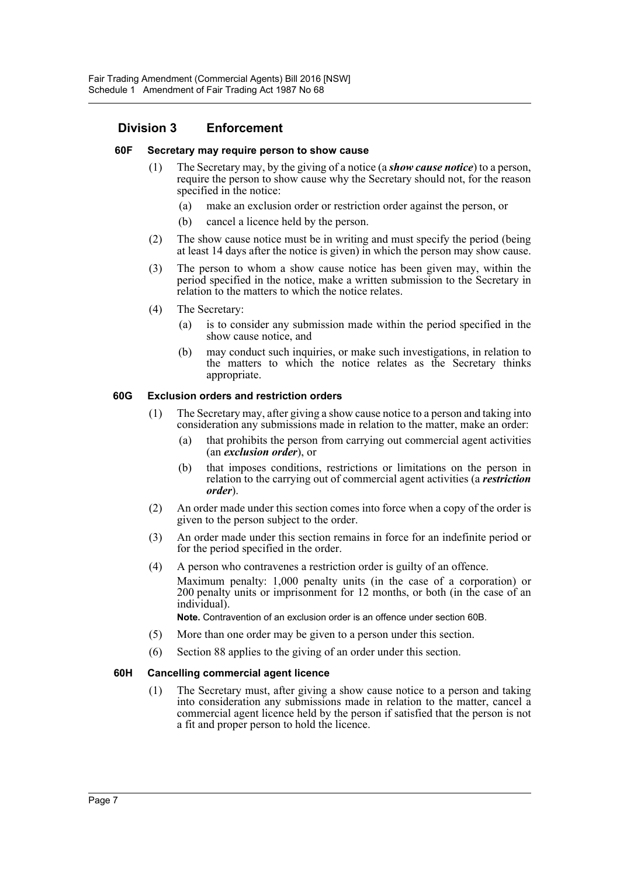## Division 3 Enforcement

### 60F Secretary may require person to show cause

(1) The Secretary may, by the giving of a notice (a ***show cause notice***) to a person, require the person to show cause why the Secretary should not, for the reason specified in the notice:

(a) make an exclusion order or restriction order against the person, or

(b) cancel a licence held by the person.

(2) The show cause notice must be in writing and must specify the period (being at least 14 days after the notice is given) in which the person may show cause.

(3) The person to whom a show cause notice has been given may, within the period specified in the notice, make a written submission to the Secretary in relation to the matters to which the notice relates.

(4) The Secretary:

(a) is to consider any submission made within the period specified in the show cause notice, and

(b) may conduct such inquiries, or make such investigations, in relation to the matters to which the notice relates as the Secretary thinks appropriate.

### 60G Exclusion orders and restriction orders

(1) The Secretary may, after giving a show cause notice to a person and taking into consideration any submissions made in relation to the matter, make an order:

(a) that prohibits the person from carrying out commercial agent activities (an ***exclusion order***), or

(b) that imposes conditions, restrictions or limitations on the person in relation to the carrying out of commercial agent activities (a ***restriction order***).

(2) An order made under this section comes into force when a copy of the order is given to the person subject to the order.

(3) An order made under this section remains in force for an indefinite period or for the period specified in the order.

(4) A person who contravenes a restriction order is guilty of an offence.

Maximum penalty: 1,000 penalty units (in the case of a corporation) or 200 penalty units or imprisonment for 12 months, or both (in the case of an individual).

**Note.** Contravention of an exclusion order is an offence under section 60B.

(5) More than one order may be given to a person under this section.

(6) Section 88 applies to the giving of an order under this section.

### 60H Cancelling commercial agent licence

(1) The Secretary must, after giving a show cause notice to a person and taking into consideration any submissions made in relation to the matter, cancel a commercial agent licence held by the person if satisfied that the person is not a fit and proper person to hold the licence.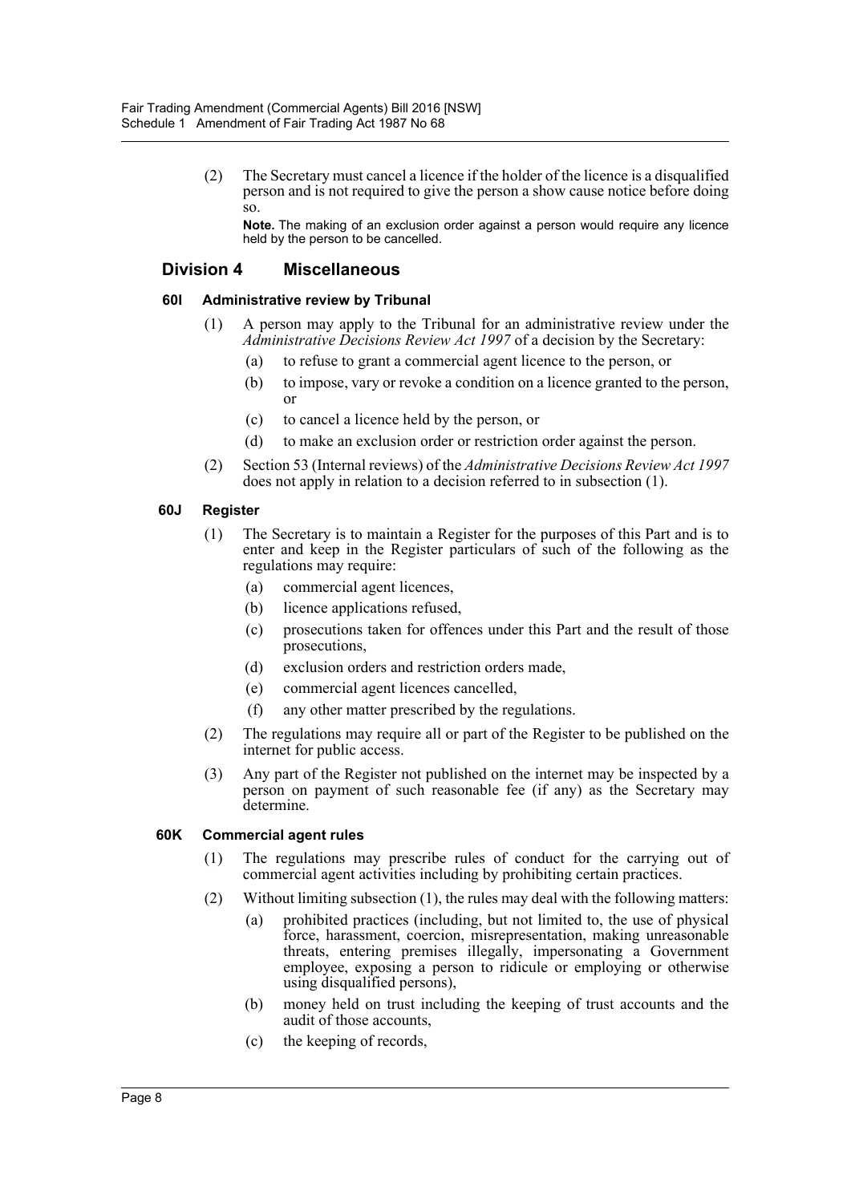(2) The Secretary must cancel a licence if the holder of the licence is a disqualified person and is not required to give the person a show cause notice before doing so.

**Note.** The making of an exclusion order against a person would require any licence held by the person to be cancelled.

## Division 4 Miscellaneous

### 60I Administrative review by Tribunal

(1) A person may apply to the Tribunal for an administrative review under the *Administrative Decisions Review Act 1997* of a decision by the Secretary:

(a) to refuse to grant a commercial agent licence to the person, or

(b) to impose, vary or revoke a condition on a licence granted to the person, or

(c) to cancel a licence held by the person, or

(d) to make an exclusion order or restriction order against the person.

(2) Section 53 (Internal reviews) of the *Administrative Decisions Review Act 1997* does not apply in relation to a decision referred to in subsection (1).

### 60J Register

(1) The Secretary is to maintain a Register for the purposes of this Part and is to enter and keep in the Register particulars of such of the following as the regulations may require:

(a) commercial agent licences,

(b) licence applications refused,

(c) prosecutions taken for offences under this Part and the result of those prosecutions,

(d) exclusion orders and restriction orders made,

(e) commercial agent licences cancelled,

(f) any other matter prescribed by the regulations.

(2) The regulations may require all or part of the Register to be published on the internet for public access.

(3) Any part of the Register not published on the internet may be inspected by a person on payment of such reasonable fee (if any) as the Secretary may determine.

### 60K Commercial agent rules

(1) The regulations may prescribe rules of conduct for the carrying out of commercial agent activities including by prohibiting certain practices.

(2) Without limiting subsection (1), the rules may deal with the following matters:

(a) prohibited practices (including, but not limited to, the use of physical force, harassment, coercion, misrepresentation, making unreasonable threats, entering premises illegally, impersonating a Government employee, exposing a person to ridicule or employing or otherwise using disqualified persons),

(b) money held on trust including the keeping of trust accounts and the audit of those accounts,

(c) the keeping of records,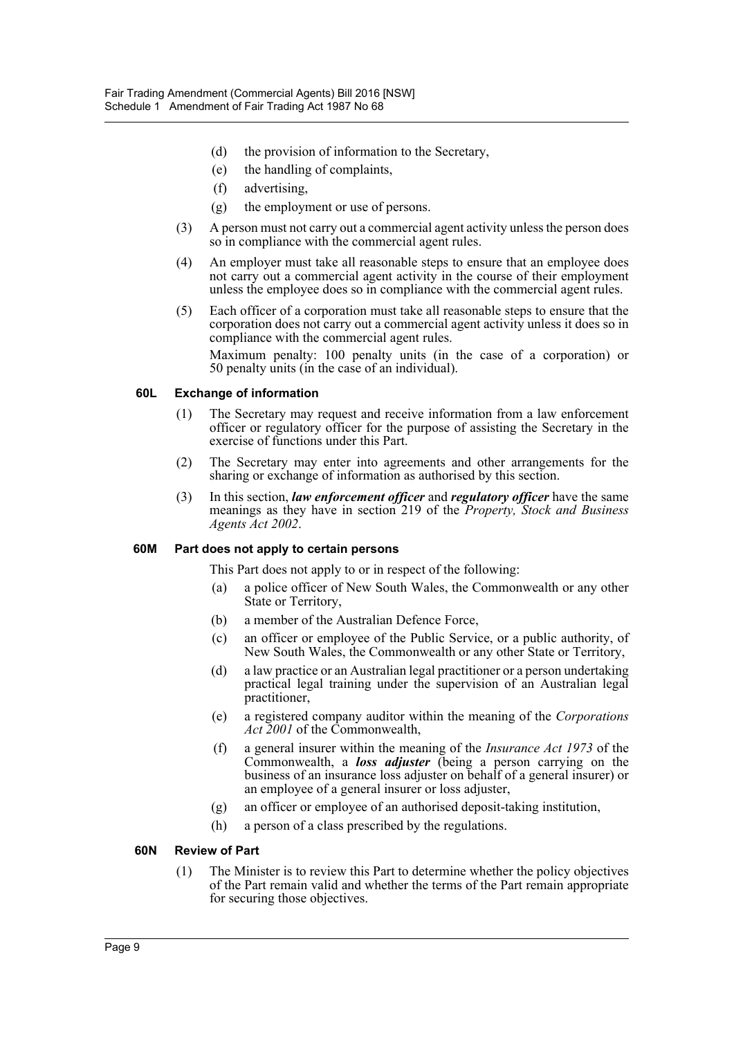(d) the provision of information to the Secretary,

(e) the handling of complaints,

(f) advertising,

(g) the employment or use of persons.

(3) A person must not carry out a commercial agent activity unless the person does so in compliance with the commercial agent rules.

(4) An employer must take all reasonable steps to ensure that an employee does not carry out a commercial agent activity in the course of their employment unless the employee does so in compliance with the commercial agent rules.

(5) Each officer of a corporation must take all reasonable steps to ensure that the corporation does not carry out a commercial agent activity unless it does so in compliance with the commercial agent rules.

Maximum penalty: 100 penalty units (in the case of a corporation) or 50 penalty units (in the case of an individual).

#### 60L Exchange of information

(1) The Secretary may request and receive information from a law enforcement officer or regulatory officer for the purpose of assisting the Secretary in the exercise of functions under this Part.

(2) The Secretary may enter into agreements and other arrangements for the sharing or exchange of information as authorised by this section.

(3) In this section, ***law enforcement officer*** and ***regulatory officer*** have the same meanings as they have in section 219 of the *Property, Stock and Business Agents Act 2002*.

#### 60M Part does not apply to certain persons

This Part does not apply to or in respect of the following:

(a) a police officer of New South Wales, the Commonwealth or any other State or Territory,

(b) a member of the Australian Defence Force,

(c) an officer or employee of the Public Service, or a public authority, of New South Wales, the Commonwealth or any other State or Territory,

(d) a law practice or an Australian legal practitioner or a person undertaking practical legal training under the supervision of an Australian legal practitioner,

(e) a registered company auditor within the meaning of the *Corporations Act 2001* of the Commonwealth,

(f) a general insurer within the meaning of the *Insurance Act 1973* of the Commonwealth, a ***loss adjuster*** (being a person carrying on the business of an insurance loss adjuster on behalf of a general insurer) or an employee of a general insurer or loss adjuster,

(g) an officer or employee of an authorised deposit-taking institution,

(h) a person of a class prescribed by the regulations.

#### 60N Review of Part

(1) The Minister is to review this Part to determine whether the policy objectives of the Part remain valid and whether the terms of the Part remain appropriate for securing those objectives.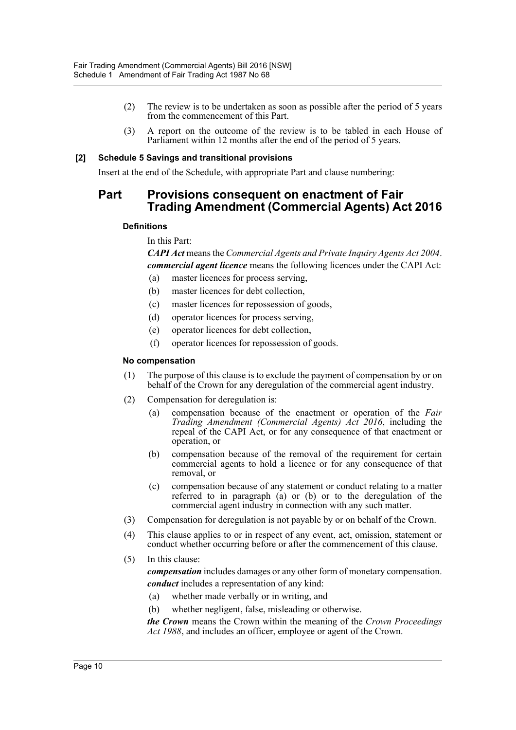(2) The review is to be undertaken as soon as possible after the period of 5 years from the commencement of this Part.

(3) A report on the outcome of the review is to be tabled in each House of Parliament within 12 months after the end of the period of 5 years.

**[2] Schedule 5 Savings and transitional provisions**

Insert at the end of the Schedule, with appropriate Part and clause numbering:

# Part Provisions consequent on enactment of Fair Trading Amendment (Commercial Agents) Act 2016

### Definitions

In this Part:

***CAPI Act*** means the *Commercial Agents and Private Inquiry Agents Act 2004*.

***commercial agent licence*** means the following licences under the CAPI Act:

(a) master licences for process serving,

(b) master licences for debt collection,

(c) master licences for repossession of goods,

(d) operator licences for process serving,

(e) operator licences for debt collection,

(f) operator licences for repossession of goods.

### No compensation

(1) The purpose of this clause is to exclude the payment of compensation by or on behalf of the Crown for any deregulation of the commercial agent industry.

(2) Compensation for deregulation is:

(a) compensation because of the enactment or operation of the *Fair Trading Amendment (Commercial Agents) Act 2016*, including the repeal of the CAPI Act, or for any consequence of that enactment or operation, or

(b) compensation because of the removal of the requirement for certain commercial agents to hold a licence or for any consequence of that removal, or

(c) compensation because of any statement or conduct relating to a matter referred to in paragraph (a) or (b) or to the deregulation of the commercial agent industry in connection with any such matter.

(3) Compensation for deregulation is not payable by or on behalf of the Crown.

(4) This clause applies to or in respect of any event, act, omission, statement or conduct whether occurring before or after the commencement of this clause.

(5) In this clause:

***compensation*** includes damages or any other form of monetary compensation.

***conduct*** includes a representation of any kind:

(a) whether made verbally or in writing, and

(b) whether negligent, false, misleading or otherwise.

***the Crown*** means the Crown within the meaning of the *Crown Proceedings Act 1988*, and includes an officer, employee or agent of the Crown.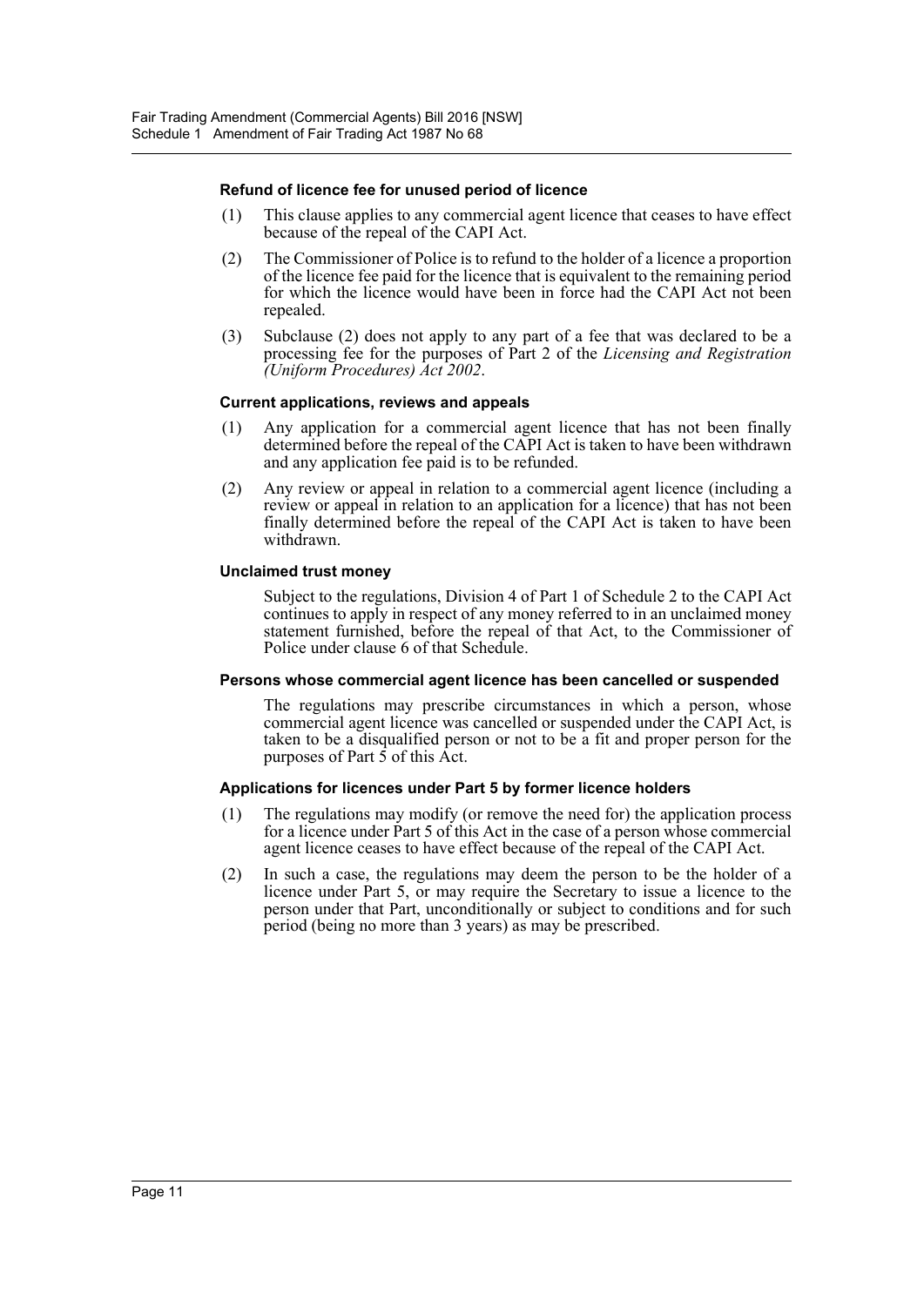#### Refund of licence fee for unused period of licence

(1) This clause applies to any commercial agent licence that ceases to have effect because of the repeal of the CAPI Act.

(2) The Commissioner of Police is to refund to the holder of a licence a proportion of the licence fee paid for the licence that is equivalent to the remaining period for which the licence would have been in force had the CAPI Act not been repealed.

(3) Subclause (2) does not apply to any part of a fee that was declared to be a processing fee for the purposes of Part 2 of the *Licensing and Registration (Uniform Procedures) Act 2002*.

#### Current applications, reviews and appeals

(1) Any application for a commercial agent licence that has not been finally determined before the repeal of the CAPI Act is taken to have been withdrawn and any application fee paid is to be refunded.

(2) Any review or appeal in relation to a commercial agent licence (including a review or appeal in relation to an application for a licence) that has not been finally determined before the repeal of the CAPI Act is taken to have been withdrawn.

#### Unclaimed trust money

Subject to the regulations, Division 4 of Part 1 of Schedule 2 to the CAPI Act continues to apply in respect of any money referred to in an unclaimed money statement furnished, before the repeal of that Act, to the Commissioner of Police under clause 6 of that Schedule.

#### Persons whose commercial agent licence has been cancelled or suspended

The regulations may prescribe circumstances in which a person, whose commercial agent licence was cancelled or suspended under the CAPI Act, is taken to be a disqualified person or not to be a fit and proper person for the purposes of Part 5 of this Act.

#### Applications for licences under Part 5 by former licence holders

(1) The regulations may modify (or remove the need for) the application process for a licence under Part 5 of this Act in the case of a person whose commercial agent licence ceases to have effect because of the repeal of the CAPI Act.

(2) In such a case, the regulations may deem the person to be the holder of a licence under Part 5, or may require the Secretary to issue a licence to the person under that Part, unconditionally or subject to conditions and for such period (being no more than 3 years) as may be prescribed.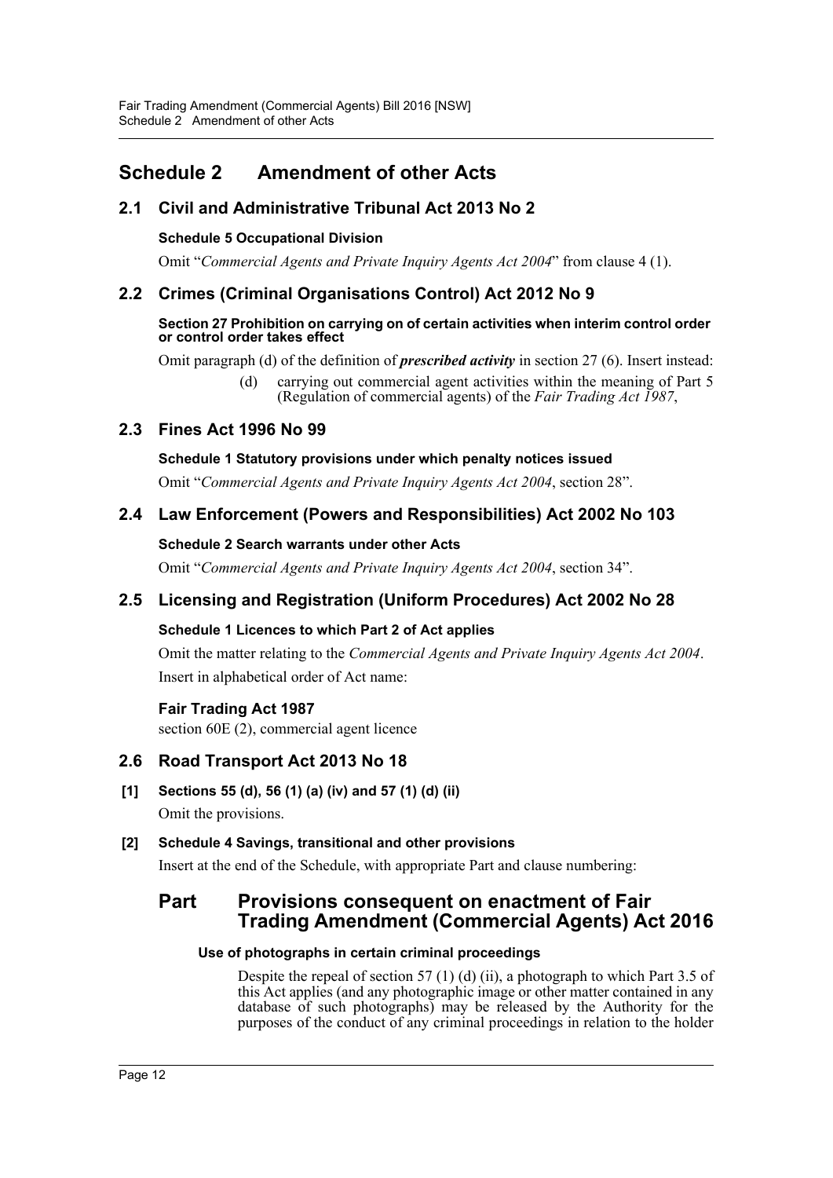# Schedule 2 Amendment of other Acts

## 2.1 Civil and Administrative Tribunal Act 2013 No 2

### Schedule 5 Occupational Division

Omit "*Commercial Agents and Private Inquiry Agents Act 2004*" from clause 4 (1).

## 2.2 Crimes (Criminal Organisations Control) Act 2012 No 9

### Section 27 Prohibition on carrying on of certain activities when interim control order or control order takes effect

Omit paragraph (d) of the definition of ***prescribed activity*** in section 27 (6). Insert instead:

(d) carrying out commercial agent activities within the meaning of Part 5 (Regulation of commercial agents) of the *Fair Trading Act 1987*,

## 2.3 Fines Act 1996 No 99

### Schedule 1 Statutory provisions under which penalty notices issued

Omit "*Commercial Agents and Private Inquiry Agents Act 2004*, section 28".

## 2.4 Law Enforcement (Powers and Responsibilities) Act 2002 No 103

### Schedule 2 Search warrants under other Acts

Omit "*Commercial Agents and Private Inquiry Agents Act 2004*, section 34".

## 2.5 Licensing and Registration (Uniform Procedures) Act 2002 No 28

### Schedule 1 Licences to which Part 2 of Act applies

Omit the matter relating to the *Commercial Agents and Private Inquiry Agents Act 2004*.

Insert in alphabetical order of Act name:

**Fair Trading Act 1987**

section 60E (2), commercial agent licence

## 2.6 Road Transport Act 2013 No 18

**[1] Sections 55 (d), 56 (1) (a) (iv) and 57 (1) (d) (ii)**

Omit the provisions.

**[2] Schedule 4 Savings, transitional and other provisions**

Insert at the end of the Schedule, with appropriate Part and clause numbering:

## Part Provisions consequent on enactment of Fair Trading Amendment (Commercial Agents) Act 2016

**Use of photographs in certain criminal proceedings**

Despite the repeal of section 57 (1) (d) (ii), a photograph to which Part 3.5 of this Act applies (and any photographic image or other matter contained in any database of such photographs) may be released by the Authority for the purposes of the conduct of any criminal proceedings in relation to the holder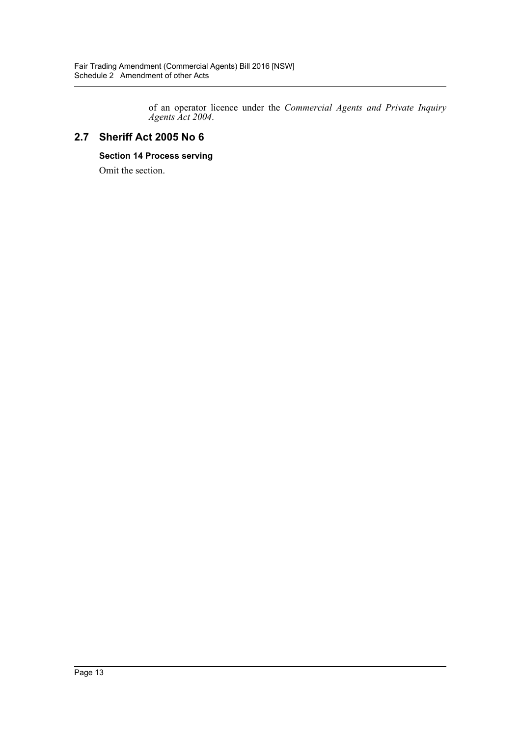of an operator licence under the *Commercial Agents and Private Inquiry Agents Act 2004*.

## 2.7 Sheriff Act 2005 No 6

### Section 14 Process serving

Omit the section.